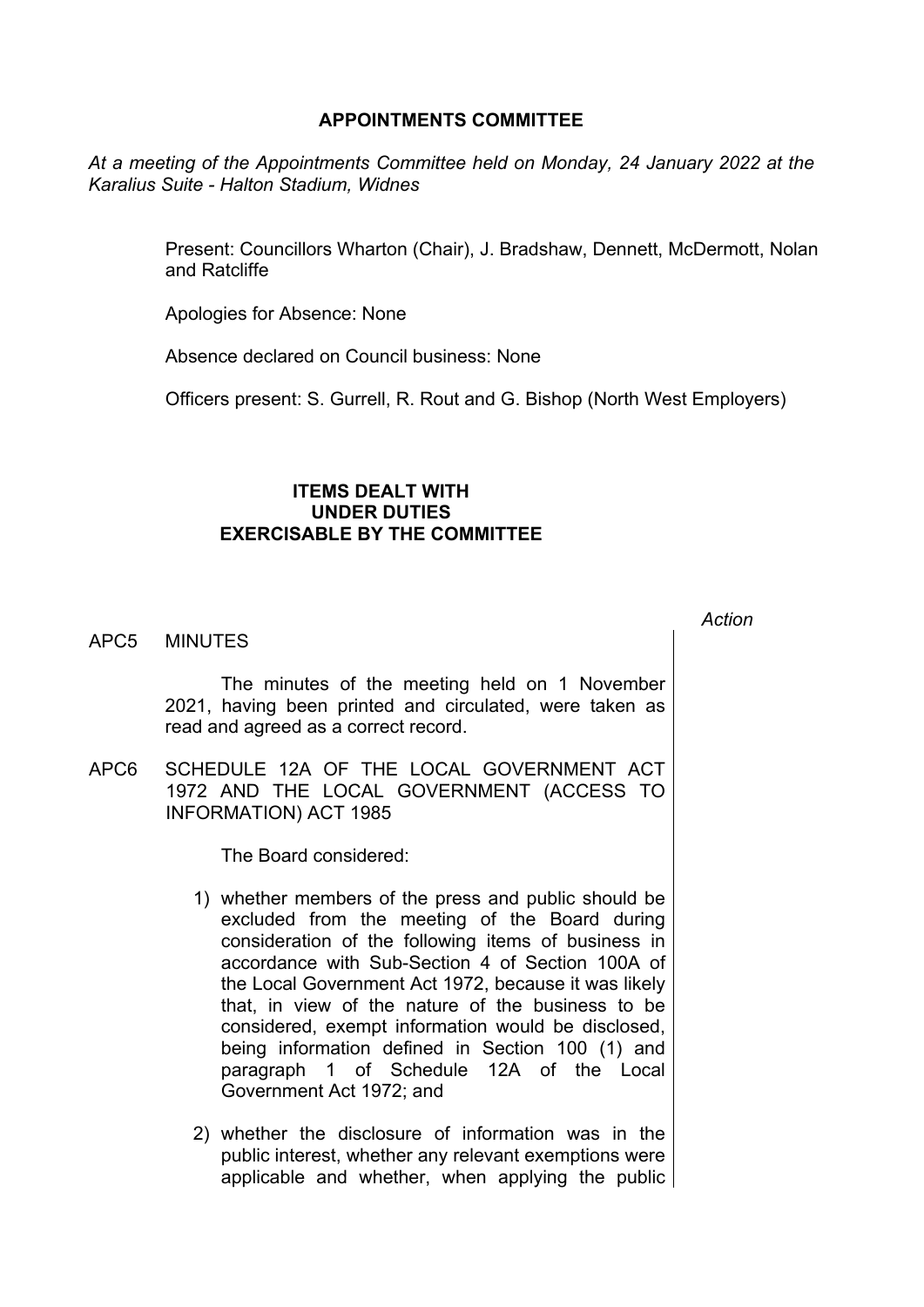# APPOINTMENTS COMMITTEE

*At a meeting of the Appointments Committee held on Monday, 24 January 2022 at the Karalius Suite - Halton Stadium, Widnes*

Present: Councillors Wharton (Chair), J. Bradshaw, Dennett, McDermott, Nolan and Ratcliffe

Apologies for Absence: None

Absence declared on Council business: None

Officers present: S. Gurrell, R. Rout and G. Bishop (North West Employers)

## ITEMS DEALT WITH UNDER DUTIES EXERCISABLE BY THE COMMITTEE

*Action*

APC5 MINUTES

The minutes of the meeting held on 1 November 2021, having been printed and circulated, were taken as read and agreed as a correct record.

APC6 SCHEDULE 12A OF THE LOCAL GOVERNMENT ACT 1972 AND THE LOCAL GOVERNMENT (ACCESS TO INFORMATION) ACT 1985

The Board considered:

1) whether members of the press and public should be excluded from the meeting of the Board during consideration of the following items of business in accordance with Sub-Section 4 of Section 100A of the Local Government Act 1972, because it was likely that, in view of the nature of the business to be considered, exempt information would be disclosed, being information defined in Section 100 (1) and paragraph 1 of Schedule 12A of the Local Government Act 1972; and

2) whether the disclosure of information was in the public interest, whether any relevant exemptions were applicable and whether, when applying the public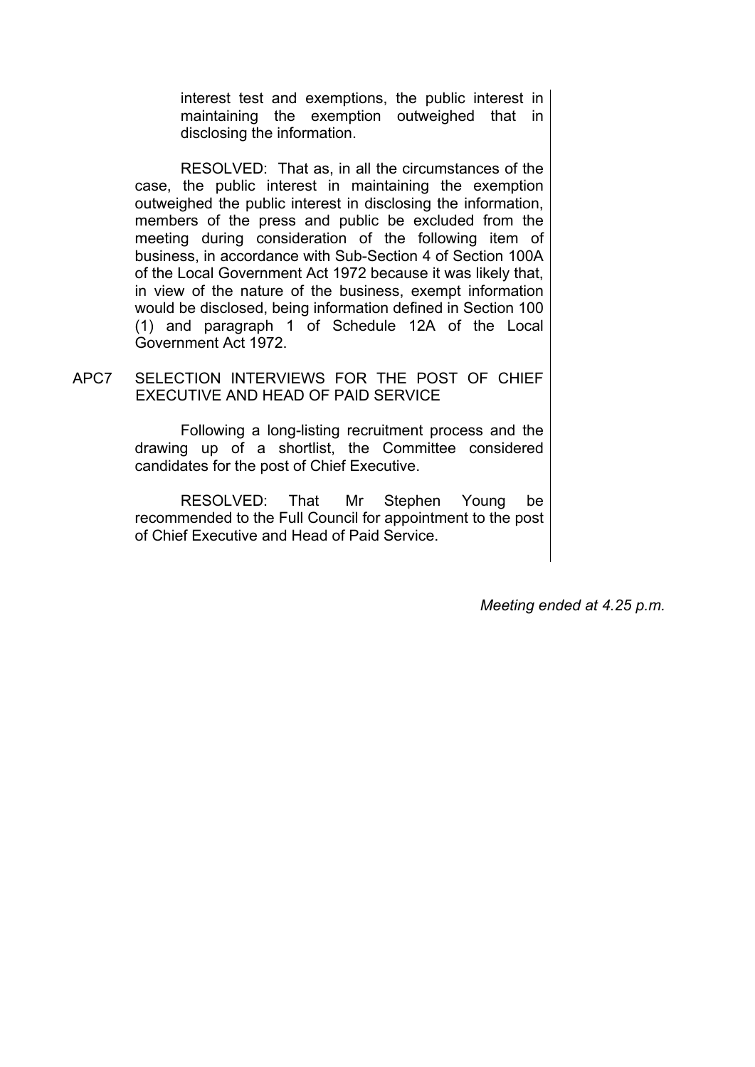interest test and exemptions, the public interest in maintaining the exemption outweighed that in disclosing the information.

RESOLVED: That as, in all the circumstances of the case, the public interest in maintaining the exemption outweighed the public interest in disclosing the information, members of the press and public be excluded from the meeting during consideration of the following item of business, in accordance with Sub-Section 4 of Section 100A of the Local Government Act 1972 because it was likely that, in view of the nature of the business, exempt information would be disclosed, being information defined in Section 100 (1) and paragraph 1 of Schedule 12A of the Local Government Act 1972.

APC7 SELECTION INTERVIEWS FOR THE POST OF CHIEF EXECUTIVE AND HEAD OF PAID SERVICE

Following a long-listing recruitment process and the drawing up of a shortlist, the Committee considered candidates for the post of Chief Executive.

RESOLVED: That Mr Stephen Young be recommended to the Full Council for appointment to the post of Chief Executive and Head of Paid Service.

*Meeting ended at 4.25 p.m.*